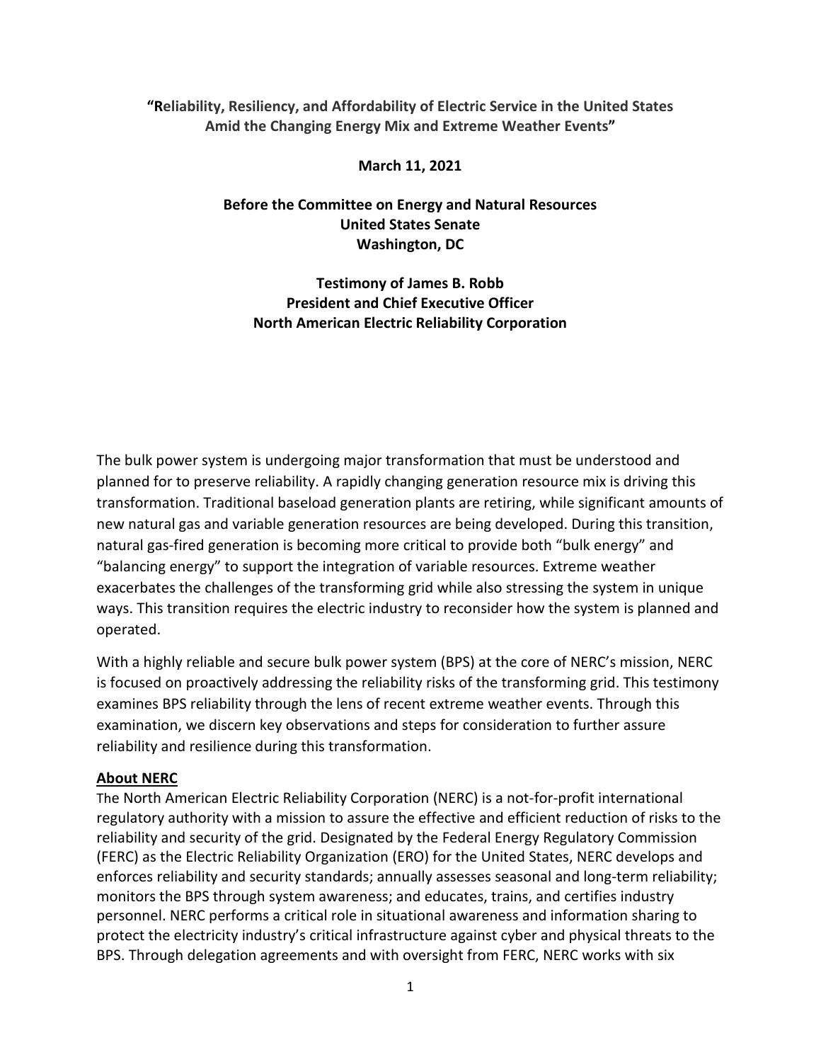**"Reliability, Resiliency, and Affordability of Electric Service in the United States Amid the Changing Energy Mix and Extreme Weather Events"**

**March 11, 2021**

**Before the Committee on Energy and Natural Resources**
**United States Senate**
**Washington, DC**

**Testimony of James B. Robb**
**President and Chief Executive Officer**
**North American Electric Reliability Corporation**

The bulk power system is undergoing major transformation that must be understood and planned for to preserve reliability. A rapidly changing generation resource mix is driving this transformation. Traditional baseload generation plants are retiring, while significant amounts of new natural gas and variable generation resources are being developed. During this transition, natural gas-fired generation is becoming more critical to provide both "bulk energy" and "balancing energy" to support the integration of variable resources. Extreme weather exacerbates the challenges of the transforming grid while also stressing the system in unique ways. This transition requires the electric industry to reconsider how the system is planned and operated.

With a highly reliable and secure bulk power system (BPS) at the core of NERC's mission, NERC is focused on proactively addressing the reliability risks of the transforming grid. This testimony examines BPS reliability through the lens of recent extreme weather events. Through this examination, we discern key observations and steps for consideration to further assure reliability and resilience during this transformation.

## About NERC

The North American Electric Reliability Corporation (NERC) is a not-for-profit international regulatory authority with a mission to assure the effective and efficient reduction of risks to the reliability and security of the grid. Designated by the Federal Energy Regulatory Commission (FERC) as the Electric Reliability Organization (ERO) for the United States, NERC develops and enforces reliability and security standards; annually assesses seasonal and long-term reliability; monitors the BPS through system awareness; and educates, trains, and certifies industry personnel. NERC performs a critical role in situational awareness and information sharing to protect the electricity industry's critical infrastructure against cyber and physical threats to the BPS. Through delegation agreements and with oversight from FERC, NERC works with six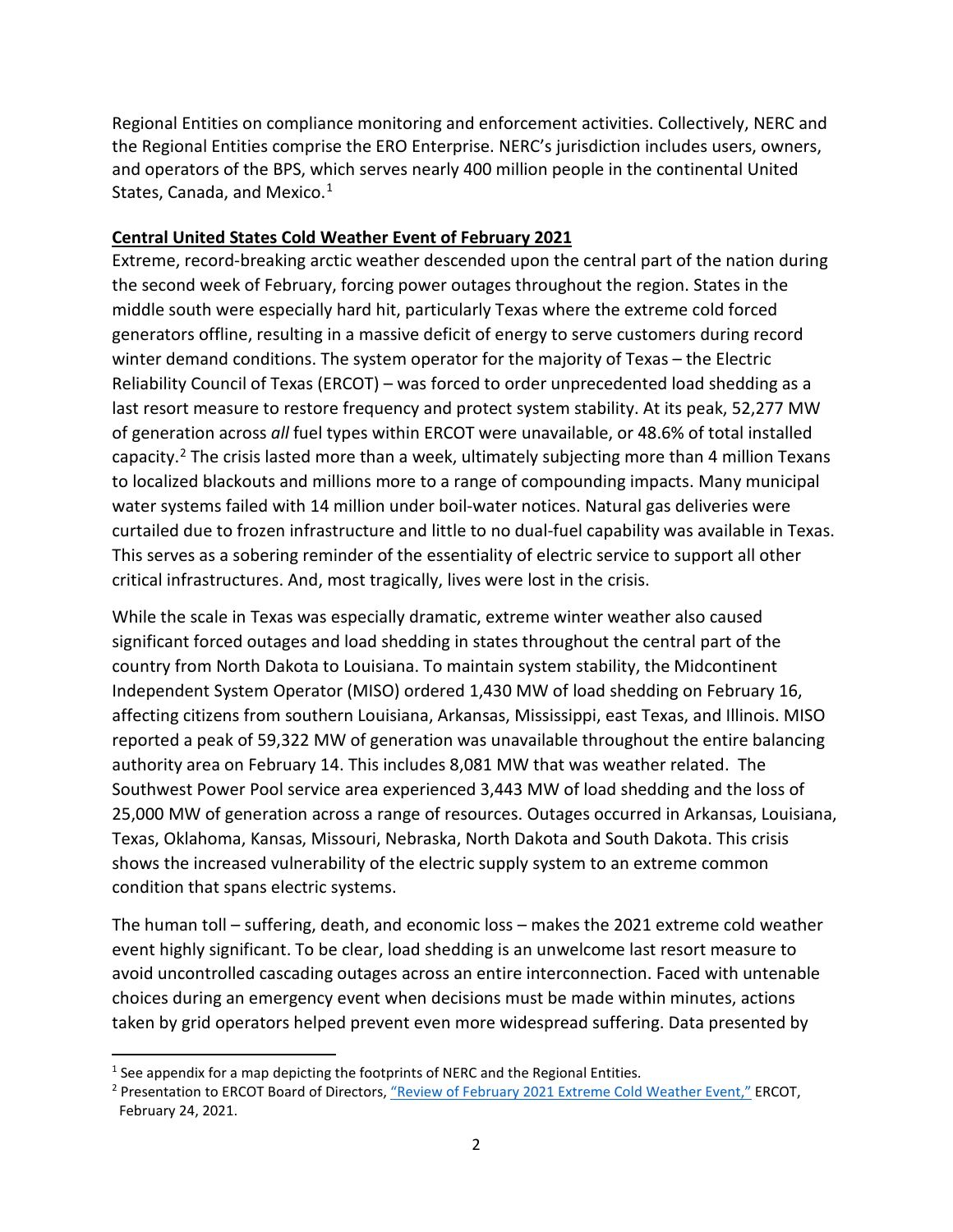Regional Entities on compliance monitoring and enforcement activities. Collectively, NERC and the Regional Entities comprise the ERO Enterprise. NERC's jurisdiction includes users, owners, and operators of the BPS, which serves nearly 400 million people in the continental United States, Canada, and Mexico.[1]

## Central United States Cold Weather Event of February 2021

Extreme, record-breaking arctic weather descended upon the central part of the nation during the second week of February, forcing power outages throughout the region. States in the middle south were especially hard hit, particularly Texas where the extreme cold forced generators offline, resulting in a massive deficit of energy to serve customers during record winter demand conditions. The system operator for the majority of Texas – the Electric Reliability Council of Texas (ERCOT) – was forced to order unprecedented load shedding as a last resort measure to restore frequency and protect system stability. At its peak, 52,277 MW of generation across *all* fuel types within ERCOT were unavailable, or 48.6% of total installed capacity.[2] The crisis lasted more than a week, ultimately subjecting more than 4 million Texans to localized blackouts and millions more to a range of compounding impacts. Many municipal water systems failed with 14 million under boil-water notices. Natural gas deliveries were curtailed due to frozen infrastructure and little to no dual-fuel capability was available in Texas. This serves as a sobering reminder of the essentiality of electric service to support all other critical infrastructures. And, most tragically, lives were lost in the crisis.

While the scale in Texas was especially dramatic, extreme winter weather also caused significant forced outages and load shedding in states throughout the central part of the country from North Dakota to Louisiana. To maintain system stability, the Midcontinent Independent System Operator (MISO) ordered 1,430 MW of load shedding on February 16, affecting citizens from southern Louisiana, Arkansas, Mississippi, east Texas, and Illinois. MISO reported a peak of 59,322 MW of generation was unavailable throughout the entire balancing authority area on February 14. This includes 8,081 MW that was weather related. The Southwest Power Pool service area experienced 3,443 MW of load shedding and the loss of 25,000 MW of generation across a range of resources. Outages occurred in Arkansas, Louisiana, Texas, Oklahoma, Kansas, Missouri, Nebraska, North Dakota and South Dakota. This crisis shows the increased vulnerability of the electric supply system to an extreme common condition that spans electric systems.

The human toll – suffering, death, and economic loss – makes the 2021 extreme cold weather event highly significant. To be clear, load shedding is an unwelcome last resort measure to avoid uncontrolled cascading outages across an entire interconnection. Faced with untenable choices during an emergency event when decisions must be made within minutes, actions taken by grid operators helped prevent even more widespread suffering. Data presented by

---

[1] See appendix for a map depicting the footprints of NERC and the Regional Entities.

[2] Presentation to ERCOT Board of Directors, "Review of February 2021 Extreme Cold Weather Event," ERCOT, February 24, 2021.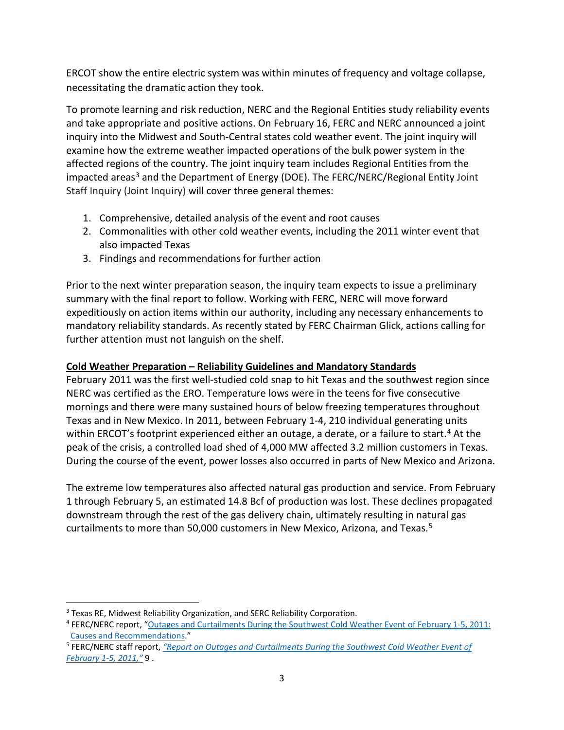ERCOT show the entire electric system was within minutes of frequency and voltage collapse, necessitating the dramatic action they took.

To promote learning and risk reduction, NERC and the Regional Entities study reliability events and take appropriate and positive actions. On February 16, FERC and NERC announced a joint inquiry into the Midwest and South-Central states cold weather event. The joint inquiry will examine how the extreme weather impacted operations of the bulk power system in the affected regions of the country. The joint inquiry team includes Regional Entities from the impacted areas[3] and the Department of Energy (DOE). The FERC/NERC/Regional Entity Joint Staff Inquiry (Joint Inquiry) will cover three general themes:

1. Comprehensive, detailed analysis of the event and root causes
2. Commonalities with other cold weather events, including the 2011 winter event that also impacted Texas
3. Findings and recommendations for further action

Prior to the next winter preparation season, the inquiry team expects to issue a preliminary summary with the final report to follow. Working with FERC, NERC will move forward expeditiously on action items within our authority, including any necessary enhancements to mandatory reliability standards. As recently stated by FERC Chairman Glick, actions calling for further attention must not languish on the shelf.

**Cold Weather Preparation – Reliability Guidelines and Mandatory Standards**

February 2011 was the first well-studied cold snap to hit Texas and the southwest region since NERC was certified as the ERO. Temperature lows were in the teens for five consecutive mornings and there were many sustained hours of below freezing temperatures throughout Texas and in New Mexico. In 2011, between February 1-4, 210 individual generating units within ERCOT's footprint experienced either an outage, a derate, or a failure to start.[4] At the peak of the crisis, a controlled load shed of 4,000 MW affected 3.2 million customers in Texas. During the course of the event, power losses also occurred in parts of New Mexico and Arizona.

The extreme low temperatures also affected natural gas production and service. From February 1 through February 5, an estimated 14.8 Bcf of production was lost. These declines propagated downstream through the rest of the gas delivery chain, ultimately resulting in natural gas curtailments to more than 50,000 customers in New Mexico, Arizona, and Texas.[5]

---

[3] Texas RE, Midwest Reliability Organization, and SERC Reliability Corporation.

[4] FERC/NERC report, "Outages and Curtailments During the Southwest Cold Weather Event of February 1-5, 2011: Causes and Recommendations."

[5] FERC/NERC staff report, *"Report on Outages and Curtailments During the Southwest Cold Weather Event of February 1-5, 2011,"* 9 .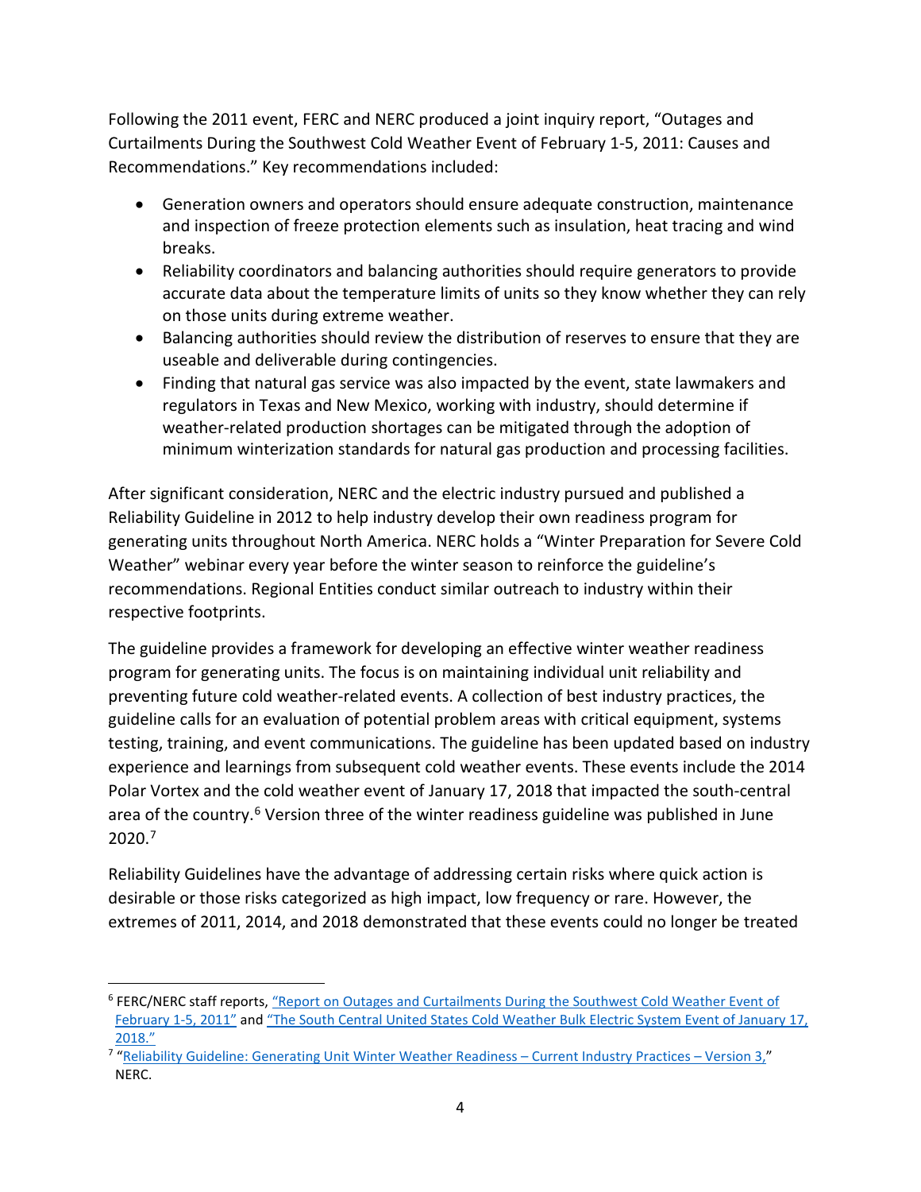Following the 2011 event, FERC and NERC produced a joint inquiry report, "Outages and Curtailments During the Southwest Cold Weather Event of February 1-5, 2011: Causes and Recommendations." Key recommendations included:

- Generation owners and operators should ensure adequate construction, maintenance and inspection of freeze protection elements such as insulation, heat tracing and wind breaks.
- Reliability coordinators and balancing authorities should require generators to provide accurate data about the temperature limits of units so they know whether they can rely on those units during extreme weather.
- Balancing authorities should review the distribution of reserves to ensure that they are useable and deliverable during contingencies.
- Finding that natural gas service was also impacted by the event, state lawmakers and regulators in Texas and New Mexico, working with industry, should determine if weather-related production shortages can be mitigated through the adoption of minimum winterization standards for natural gas production and processing facilities.

After significant consideration, NERC and the electric industry pursued and published a Reliability Guideline in 2012 to help industry develop their own readiness program for generating units throughout North America. NERC holds a "Winter Preparation for Severe Cold Weather" webinar every year before the winter season to reinforce the guideline's recommendations. Regional Entities conduct similar outreach to industry within their respective footprints.

The guideline provides a framework for developing an effective winter weather readiness program for generating units. The focus is on maintaining individual unit reliability and preventing future cold weather-related events. A collection of best industry practices, the guideline calls for an evaluation of potential problem areas with critical equipment, systems testing, training, and event communications. The guideline has been updated based on industry experience and learnings from subsequent cold weather events. These events include the 2014 Polar Vortex and the cold weather event of January 17, 2018 that impacted the south-central area of the country.[6] Version three of the winter readiness guideline was published in June 2020.[7]

Reliability Guidelines have the advantage of addressing certain risks where quick action is desirable or those risks categorized as high impact, low frequency or rare. However, the extremes of 2011, 2014, and 2018 demonstrated that these events could no longer be treated

---

[6] FERC/NERC staff reports, "Report on Outages and Curtailments During the Southwest Cold Weather Event of February 1-5, 2011" and "The South Central United States Cold Weather Bulk Electric System Event of January 17, 2018."

[7] "Reliability Guideline: Generating Unit Winter Weather Readiness – Current Industry Practices – Version 3," NERC.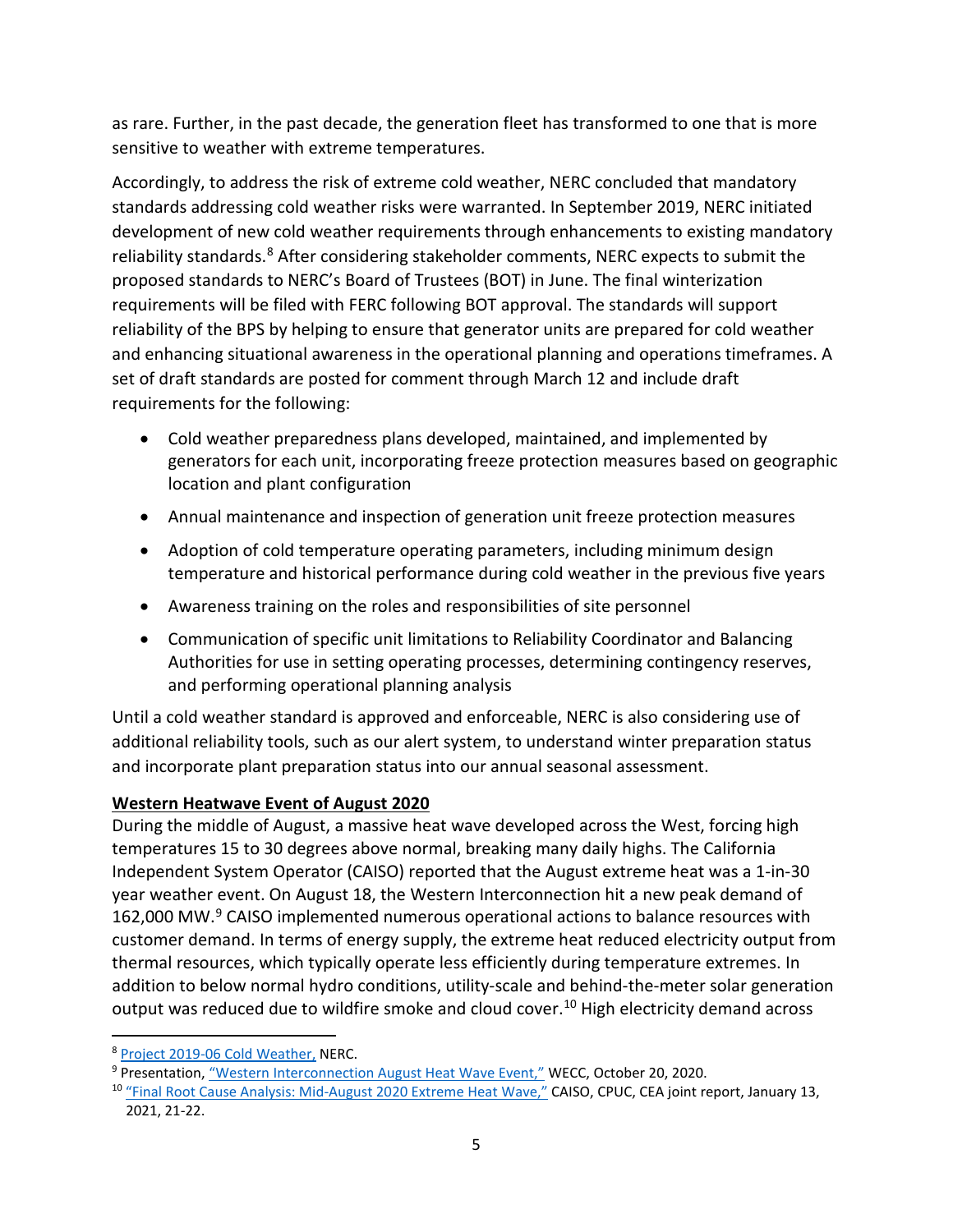as rare. Further, in the past decade, the generation fleet has transformed to one that is more sensitive to weather with extreme temperatures.

Accordingly, to address the risk of extreme cold weather, NERC concluded that mandatory standards addressing cold weather risks were warranted. In September 2019, NERC initiated development of new cold weather requirements through enhancements to existing mandatory reliability standards.[8] After considering stakeholder comments, NERC expects to submit the proposed standards to NERC's Board of Trustees (BOT) in June. The final winterization requirements will be filed with FERC following BOT approval. The standards will support reliability of the BPS by helping to ensure that generator units are prepared for cold weather and enhancing situational awareness in the operational planning and operations timeframes. A set of draft standards are posted for comment through March 12 and include draft requirements for the following:

- Cold weather preparedness plans developed, maintained, and implemented by generators for each unit, incorporating freeze protection measures based on geographic location and plant configuration
- Annual maintenance and inspection of generation unit freeze protection measures
- Adoption of cold temperature operating parameters, including minimum design temperature and historical performance during cold weather in the previous five years
- Awareness training on the roles and responsibilities of site personnel
- Communication of specific unit limitations to Reliability Coordinator and Balancing Authorities for use in setting operating processes, determining contingency reserves, and performing operational planning analysis

Until a cold weather standard is approved and enforceable, NERC is also considering use of additional reliability tools, such as our alert system, to understand winter preparation status and incorporate plant preparation status into our annual seasonal assessment.

**Western Heatwave Event of August 2020**

During the middle of August, a massive heat wave developed across the West, forcing high temperatures 15 to 30 degrees above normal, breaking many daily highs. The California Independent System Operator (CAISO) reported that the August extreme heat was a 1-in-30 year weather event. On August 18, the Western Interconnection hit a new peak demand of 162,000 MW.[9] CAISO implemented numerous operational actions to balance resources with customer demand. In terms of energy supply, the extreme heat reduced electricity output from thermal resources, which typically operate less efficiently during temperature extremes. In addition to below normal hydro conditions, utility-scale and behind-the-meter solar generation output was reduced due to wildfire smoke and cloud cover.[10] High electricity demand across

---

[8] Project 2019-06 Cold Weather, NERC.

[9] Presentation, "Western Interconnection August Heat Wave Event," WECC, October 20, 2020.

[10] "Final Root Cause Analysis: Mid-August 2020 Extreme Heat Wave," CAISO, CPUC, CEA joint report, January 13, 2021, 21-22.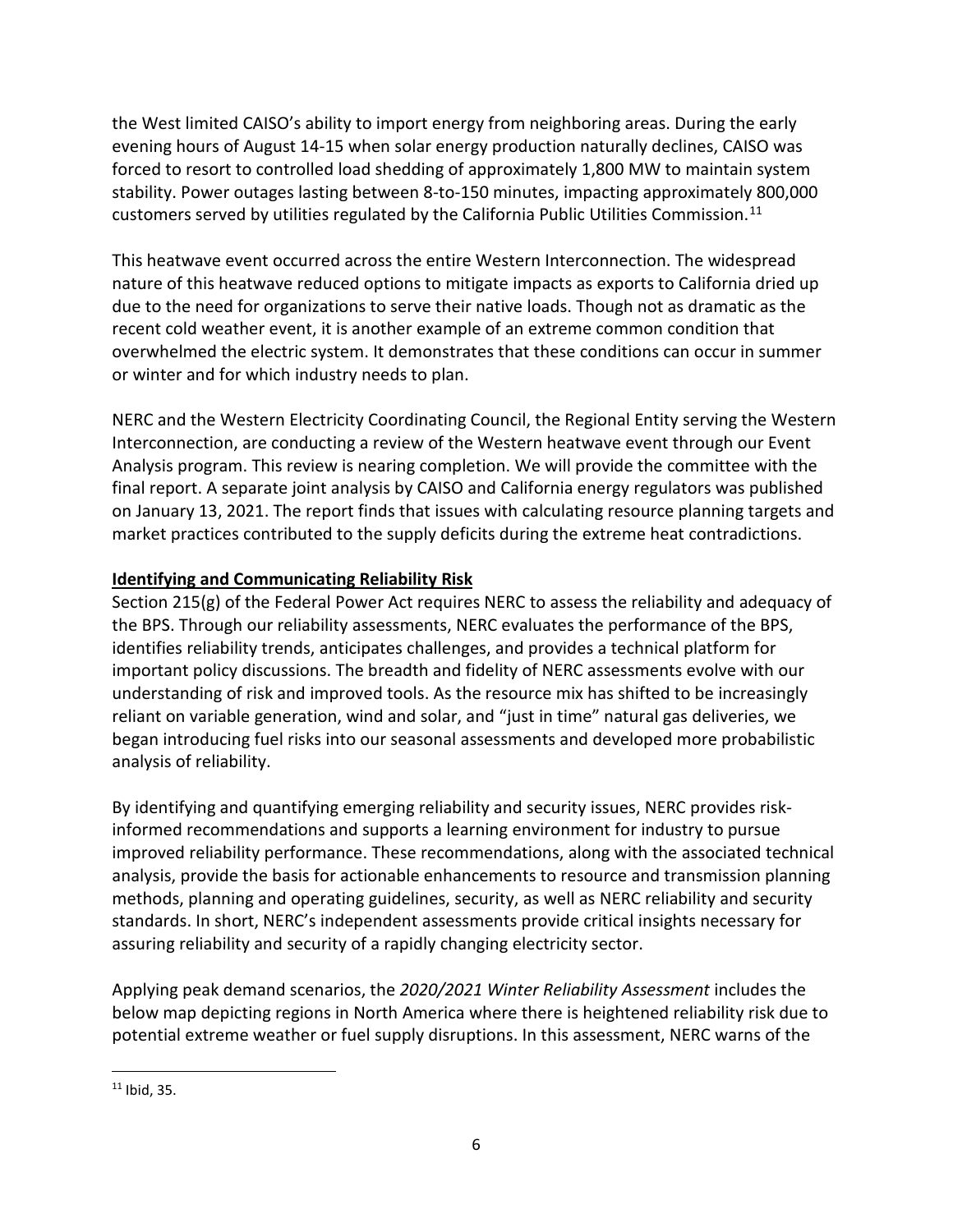the West limited CAISO's ability to import energy from neighboring areas. During the early evening hours of August 14-15 when solar energy production naturally declines, CAISO was forced to resort to controlled load shedding of approximately 1,800 MW to maintain system stability. Power outages lasting between 8-to-150 minutes, impacting approximately 800,000 customers served by utilities regulated by the California Public Utilities Commission.[11]

This heatwave event occurred across the entire Western Interconnection. The widespread nature of this heatwave reduced options to mitigate impacts as exports to California dried up due to the need for organizations to serve their native loads. Though not as dramatic as the recent cold weather event, it is another example of an extreme common condition that overwhelmed the electric system. It demonstrates that these conditions can occur in summer or winter and for which industry needs to plan.

NERC and the Western Electricity Coordinating Council, the Regional Entity serving the Western Interconnection, are conducting a review of the Western heatwave event through our Event Analysis program. This review is nearing completion. We will provide the committee with the final report. A separate joint analysis by CAISO and California energy regulators was published on January 13, 2021. The report finds that issues with calculating resource planning targets and market practices contributed to the supply deficits during the extreme heat contradictions.

## Identifying and Communicating Reliability Risk

Section 215(g) of the Federal Power Act requires NERC to assess the reliability and adequacy of the BPS. Through our reliability assessments, NERC evaluates the performance of the BPS, identifies reliability trends, anticipates challenges, and provides a technical platform for important policy discussions. The breadth and fidelity of NERC assessments evolve with our understanding of risk and improved tools. As the resource mix has shifted to be increasingly reliant on variable generation, wind and solar, and "just in time" natural gas deliveries, we began introducing fuel risks into our seasonal assessments and developed more probabilistic analysis of reliability.

By identifying and quantifying emerging reliability and security issues, NERC provides risk-informed recommendations and supports a learning environment for industry to pursue improved reliability performance. These recommendations, along with the associated technical analysis, provide the basis for actionable enhancements to resource and transmission planning methods, planning and operating guidelines, security, as well as NERC reliability and security standards. In short, NERC's independent assessments provide critical insights necessary for assuring reliability and security of a rapidly changing electricity sector.

Applying peak demand scenarios, the *2020/2021 Winter Reliability Assessment* includes the below map depicting regions in North America where there is heightened reliability risk due to potential extreme weather or fuel supply disruptions. In this assessment, NERC warns of the

[11] Ibid, 35.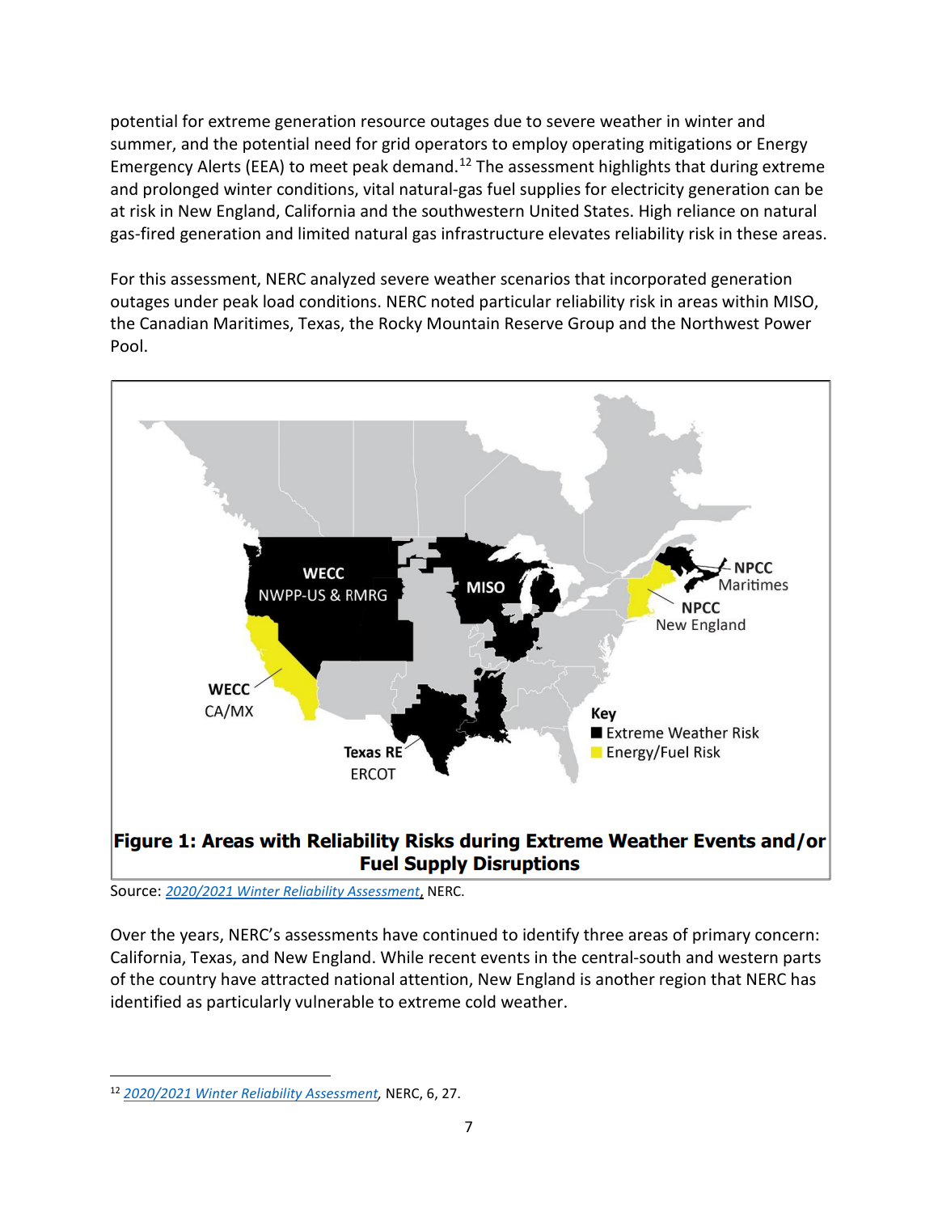potential for extreme generation resource outages due to severe weather in winter and summer, and the potential need for grid operators to employ operating mitigations or Energy Emergency Alerts (EEA) to meet peak demand.[12] The assessment highlights that during extreme and prolonged winter conditions, vital natural-gas fuel supplies for electricity generation can be at risk in New England, California and the southwestern United States. High reliance on natural gas-fired generation and limited natural gas infrastructure elevates reliability risk in these areas.

For this assessment, NERC analyzed severe weather scenarios that incorporated generation outages under peak load conditions. NERC noted particular reliability risk in areas within MISO, the Canadian Maritimes, Texas, the Rocky Mountain Reserve Group and the Northwest Power Pool.

**Figure 1: Areas with Reliability Risks during Extreme Weather Events and/or Fuel Supply Disruptions**

Source: *2020/2021 Winter Reliability Assessment*, NERC.

Over the years, NERC's assessments have continued to identify three areas of primary concern: California, Texas, and New England. While recent events in the central-south and western parts of the country have attracted national attention, New England is another region that NERC has identified as particularly vulnerable to extreme cold weather.

[12] *2020/2021 Winter Reliability Assessment*, NERC, 6, 27.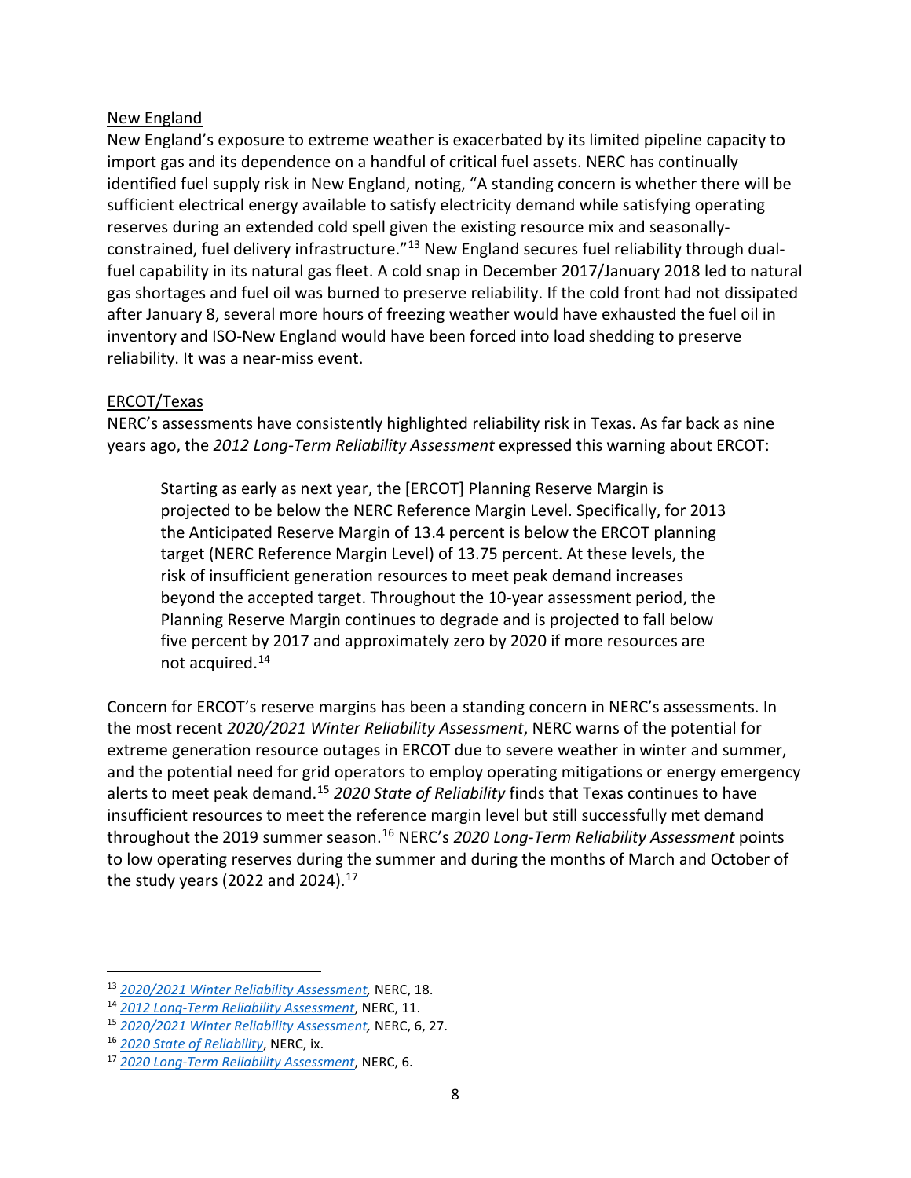New England

New England's exposure to extreme weather is exacerbated by its limited pipeline capacity to import gas and its dependence on a handful of critical fuel assets. NERC has continually identified fuel supply risk in New England, noting, "A standing concern is whether there will be sufficient electrical energy available to satisfy electricity demand while satisfying operating reserves during an extended cold spell given the existing resource mix and seasonally-constrained, fuel delivery infrastructure."[13] New England secures fuel reliability through dual-fuel capability in its natural gas fleet. A cold snap in December 2017/January 2018 led to natural gas shortages and fuel oil was burned to preserve reliability. If the cold front had not dissipated after January 8, several more hours of freezing weather would have exhausted the fuel oil in inventory and ISO-New England would have been forced into load shedding to preserve reliability. It was a near-miss event.

ERCOT/Texas

NERC's assessments have consistently highlighted reliability risk in Texas. As far back as nine years ago, the *2012 Long-Term Reliability Assessment* expressed this warning about ERCOT:

> Starting as early as next year, the [ERCOT] Planning Reserve Margin is projected to be below the NERC Reference Margin Level. Specifically, for 2013 the Anticipated Reserve Margin of 13.4 percent is below the ERCOT planning target (NERC Reference Margin Level) of 13.75 percent. At these levels, the risk of insufficient generation resources to meet peak demand increases beyond the accepted target. Throughout the 10-year assessment period, the Planning Reserve Margin continues to degrade and is projected to fall below five percent by 2017 and approximately zero by 2020 if more resources are not acquired.[14]

Concern for ERCOT's reserve margins has been a standing concern in NERC's assessments. In the most recent *2020/2021 Winter Reliability Assessment*, NERC warns of the potential for extreme generation resource outages in ERCOT due to severe weather in winter and summer, and the potential need for grid operators to employ operating mitigations or energy emergency alerts to meet peak demand.[15] *2020 State of Reliability* finds that Texas continues to have insufficient resources to meet the reference margin level but still successfully met demand throughout the 2019 summer season.[16] NERC's *2020 Long-Term Reliability Assessment* points to low operating reserves during the summer and during the months of March and October of the study years (2022 and 2024).[17]

---

[13] *2020/2021 Winter Reliability Assessment,* NERC, 18.

[14] *2012 Long-Term Reliability Assessment*, NERC, 11.

[15] *2020/2021 Winter Reliability Assessment,* NERC, 6, 27.

[16] *2020 State of Reliability*, NERC, ix.

[17] *2020 Long-Term Reliability Assessment*, NERC, 6.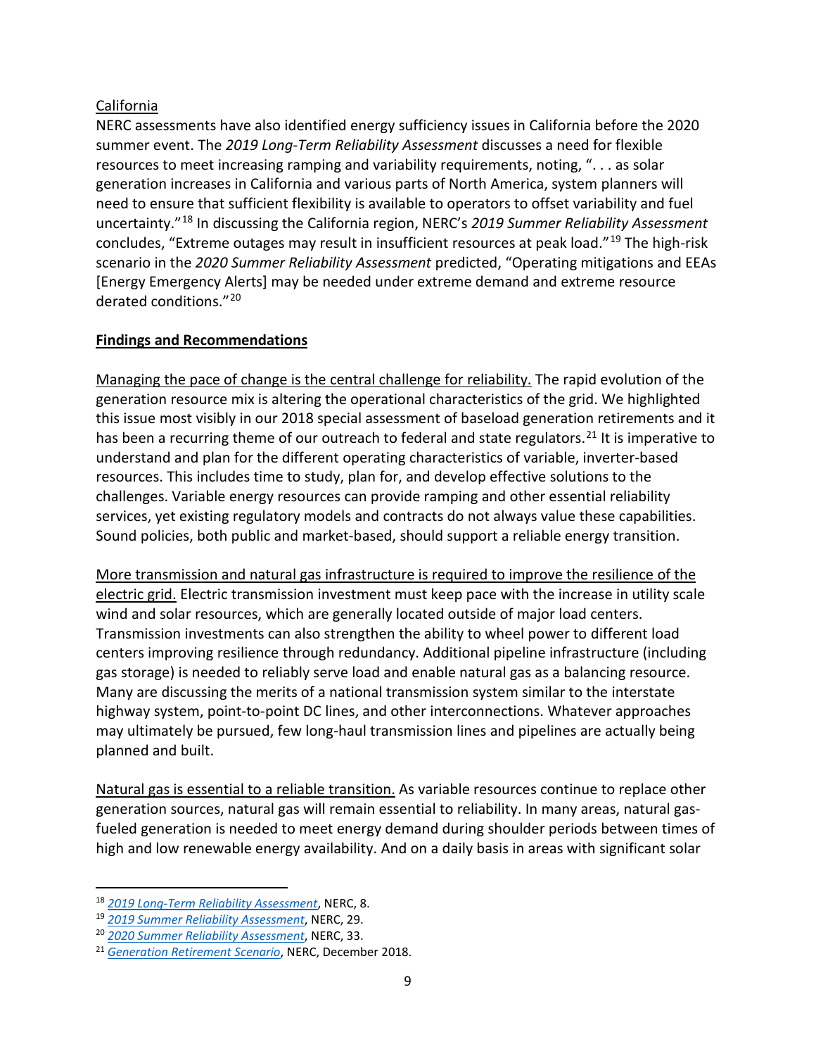California

NERC assessments have also identified energy sufficiency issues in California before the 2020 summer event. The *2019 Long-Term Reliability Assessment* discusses a need for flexible resources to meet increasing ramping and variability requirements, noting, ". . . as solar generation increases in California and various parts of North America, system planners will need to ensure that sufficient flexibility is available to operators to offset variability and fuel uncertainty."[18] In discussing the California region, NERC's *2019 Summer Reliability Assessment* concludes, "Extreme outages may result in insufficient resources at peak load."[19] The high-risk scenario in the *2020 Summer Reliability Assessment* predicted, "Operating mitigations and EEAs [Energy Emergency Alerts] may be needed under extreme demand and extreme resource derated conditions."[20]

**Findings and Recommendations**

Managing the pace of change is the central challenge for reliability. The rapid evolution of the generation resource mix is altering the operational characteristics of the grid. We highlighted this issue most visibly in our 2018 special assessment of baseload generation retirements and it has been a recurring theme of our outreach to federal and state regulators.[21] It is imperative to understand and plan for the different operating characteristics of variable, inverter-based resources. This includes time to study, plan for, and develop effective solutions to the challenges. Variable energy resources can provide ramping and other essential reliability services, yet existing regulatory models and contracts do not always value these capabilities. Sound policies, both public and market-based, should support a reliable energy transition.

More transmission and natural gas infrastructure is required to improve the resilience of the electric grid. Electric transmission investment must keep pace with the increase in utility scale wind and solar resources, which are generally located outside of major load centers. Transmission investments can also strengthen the ability to wheel power to different load centers improving resilience through redundancy. Additional pipeline infrastructure (including gas storage) is needed to reliably serve load and enable natural gas as a balancing resource. Many are discussing the merits of a national transmission system similar to the interstate highway system, point-to-point DC lines, and other interconnections. Whatever approaches may ultimately be pursued, few long-haul transmission lines and pipelines are actually being planned and built.

Natural gas is essential to a reliable transition. As variable resources continue to replace other generation sources, natural gas will remain essential to reliability. In many areas, natural gas-fueled generation is needed to meet energy demand during shoulder periods between times of high and low renewable energy availability. And on a daily basis in areas with significant solar

---

[18] *2019 Long-Term Reliability Assessment*, NERC, 8.

[19] *2019 Summer Reliability Assessment*, NERC, 29.

[20] *2020 Summer Reliability Assessment*, NERC, 33.

[21] *Generation Retirement Scenario*, NERC, December 2018.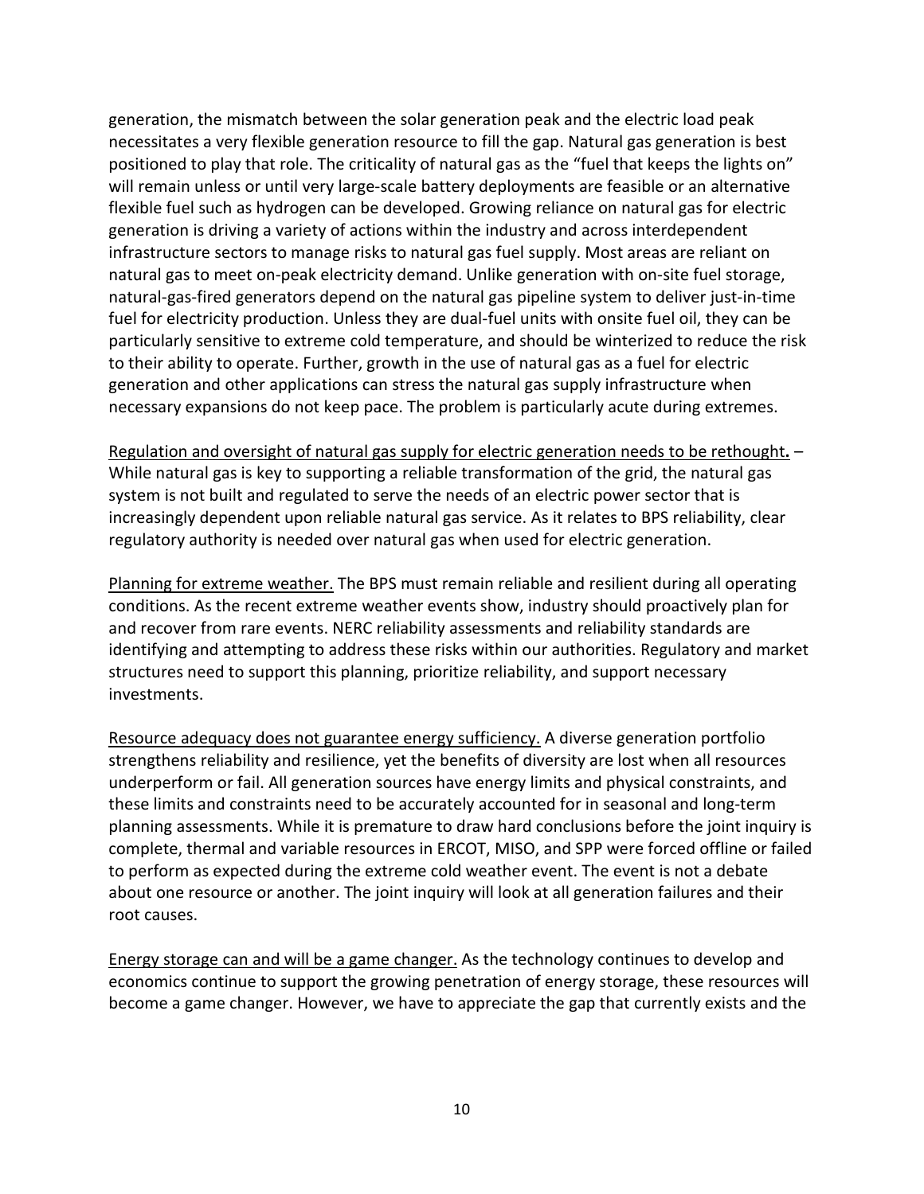generation, the mismatch between the solar generation peak and the electric load peak necessitates a very flexible generation resource to fill the gap. Natural gas generation is best positioned to play that role. The criticality of natural gas as the "fuel that keeps the lights on" will remain unless or until very large-scale battery deployments are feasible or an alternative flexible fuel such as hydrogen can be developed. Growing reliance on natural gas for electric generation is driving a variety of actions within the industry and across interdependent infrastructure sectors to manage risks to natural gas fuel supply. Most areas are reliant on natural gas to meet on-peak electricity demand. Unlike generation with on-site fuel storage, natural-gas-fired generators depend on the natural gas pipeline system to deliver just-in-time fuel for electricity production. Unless they are dual-fuel units with onsite fuel oil, they can be particularly sensitive to extreme cold temperature, and should be winterized to reduce the risk to their ability to operate. Further, growth in the use of natural gas as a fuel for electric generation and other applications can stress the natural gas supply infrastructure when necessary expansions do not keep pace. The problem is particularly acute during extremes.

<u>Regulation and oversight of natural gas supply for electric generation needs to be rethought</u>**.** – While natural gas is key to supporting a reliable transformation of the grid, the natural gas system is not built and regulated to serve the needs of an electric power sector that is increasingly dependent upon reliable natural gas service. As it relates to BPS reliability, clear regulatory authority is needed over natural gas when used for electric generation.

<u>Planning for extreme weather.</u> The BPS must remain reliable and resilient during all operating conditions. As the recent extreme weather events show, industry should proactively plan for and recover from rare events. NERC reliability assessments and reliability standards are identifying and attempting to address these risks within our authorities. Regulatory and market structures need to support this planning, prioritize reliability, and support necessary investments.

<u>Resource adequacy does not guarantee energy sufficiency.</u> A diverse generation portfolio strengthens reliability and resilience, yet the benefits of diversity are lost when all resources underperform or fail. All generation sources have energy limits and physical constraints, and these limits and constraints need to be accurately accounted for in seasonal and long-term planning assessments. While it is premature to draw hard conclusions before the joint inquiry is complete, thermal and variable resources in ERCOT, MISO, and SPP were forced offline or failed to perform as expected during the extreme cold weather event. The event is not a debate about one resource or another. The joint inquiry will look at all generation failures and their root causes.

<u>Energy storage can and will be a game changer.</u> As the technology continues to develop and economics continue to support the growing penetration of energy storage, these resources will become a game changer. However, we have to appreciate the gap that currently exists and the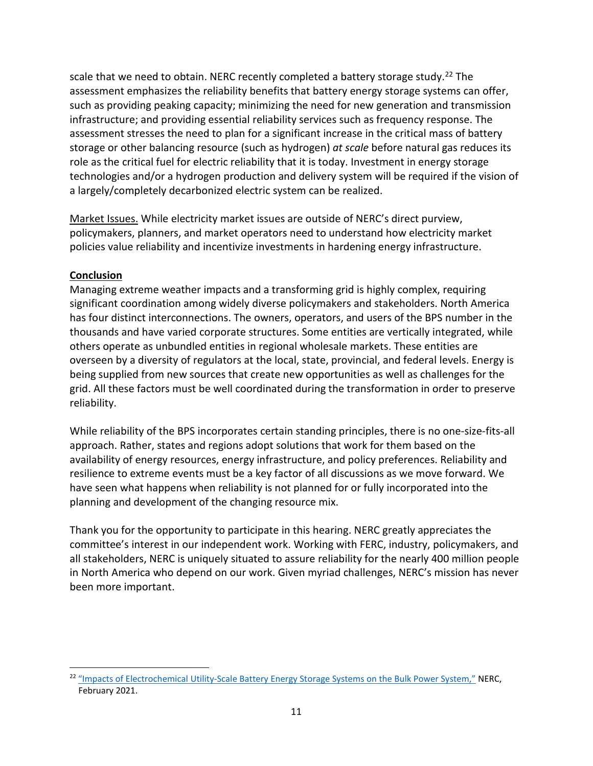scale that we need to obtain. NERC recently completed a battery storage study.[22] The assessment emphasizes the reliability benefits that battery energy storage systems can offer, such as providing peaking capacity; minimizing the need for new generation and transmission infrastructure; and providing essential reliability services such as frequency response. The assessment stresses the need to plan for a significant increase in the critical mass of battery storage or other balancing resource (such as hydrogen) *at scale* before natural gas reduces its role as the critical fuel for electric reliability that it is today. Investment in energy storage technologies and/or a hydrogen production and delivery system will be required if the vision of a largely/completely decarbonized electric system can be realized.

<u>Market Issues.</u> While electricity market issues are outside of NERC's direct purview, policymakers, planners, and market operators need to understand how electricity market policies value reliability and incentivize investments in hardening energy infrastructure.

**<u>Conclusion</u>**

Managing extreme weather impacts and a transforming grid is highly complex, requiring significant coordination among widely diverse policymakers and stakeholders. North America has four distinct interconnections. The owners, operators, and users of the BPS number in the thousands and have varied corporate structures. Some entities are vertically integrated, while others operate as unbundled entities in regional wholesale markets. These entities are overseen by a diversity of regulators at the local, state, provincial, and federal levels. Energy is being supplied from new sources that create new opportunities as well as challenges for the grid. All these factors must be well coordinated during the transformation in order to preserve reliability.

While reliability of the BPS incorporates certain standing principles, there is no one-size-fits-all approach. Rather, states and regions adopt solutions that work for them based on the availability of energy resources, energy infrastructure, and policy preferences. Reliability and resilience to extreme events must be a key factor of all discussions as we move forward. We have seen what happens when reliability is not planned for or fully incorporated into the planning and development of the changing resource mix.

Thank you for the opportunity to participate in this hearing. NERC greatly appreciates the committee's interest in our independent work. Working with FERC, industry, policymakers, and all stakeholders, NERC is uniquely situated to assure reliability for the nearly 400 million people in North America who depend on our work. Given myriad challenges, NERC's mission has never been more important.

---

[22] "Impacts of Electrochemical Utility-Scale Battery Energy Storage Systems on the Bulk Power System," NERC, February 2021.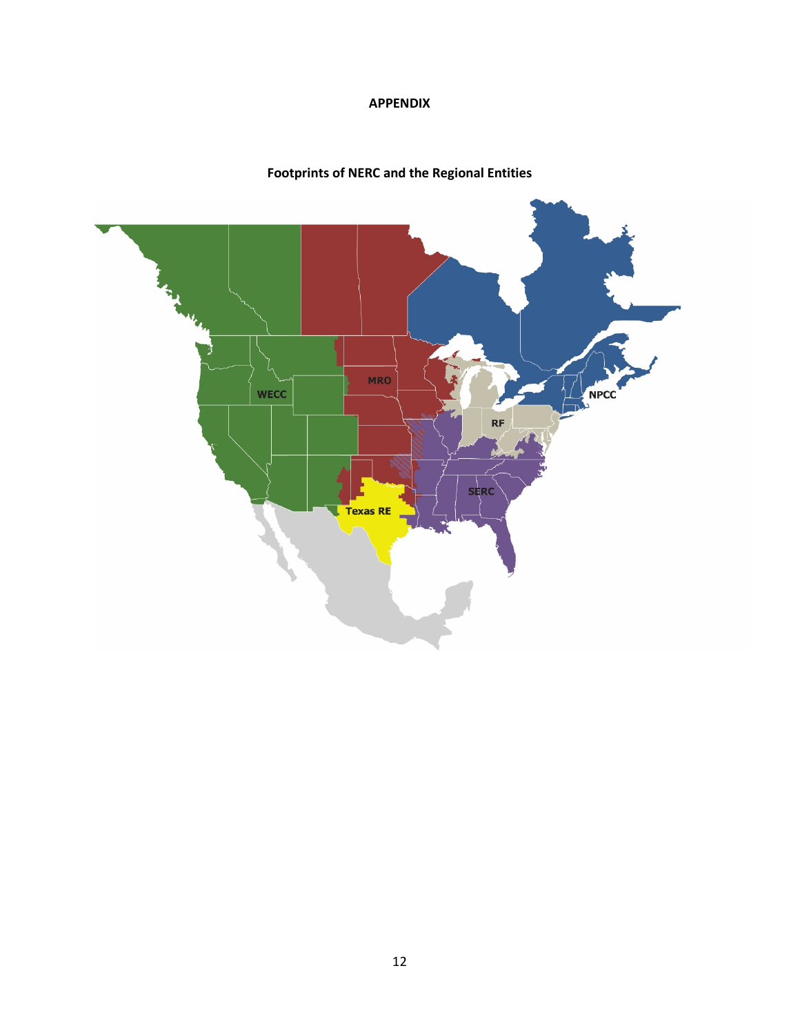# APPENDIX

## Footprints of NERC and the Regional Entities

WECC

MRO

NPCC

RF

SERC

Texas RE